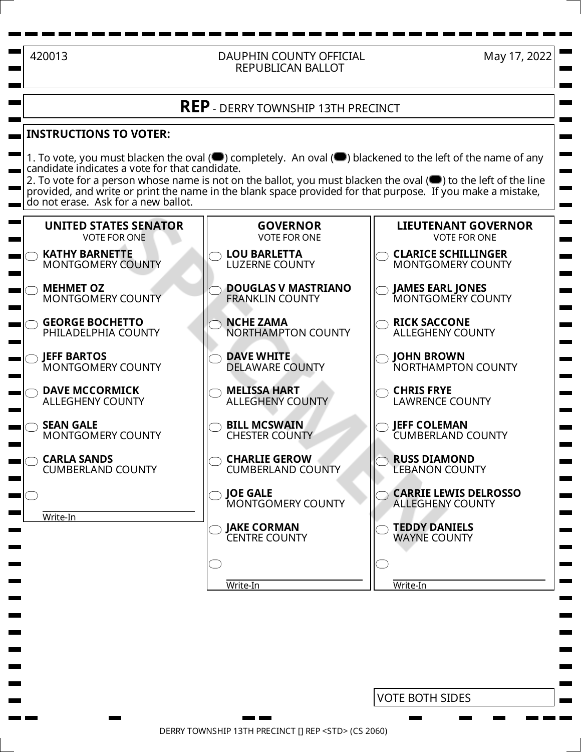420013

DAUPHIN COUNTY OFFICIAL
REPUBLICAN BALLOT

May 17, 2022

# REP - DERRY TOWNSHIP 13TH PRECINCT

**INSTRUCTIONS TO VOTER:**

1. To vote, you must blacken the oval (⬬) completely. An oval (⬬) blackened to the left of the name of any candidate indicates a vote for that candidate.
2. To vote for a person whose name is not on the ballot, you must blacken the oval (⬬) to the left of the line provided, and write or print the name in the blank space provided for that purpose. If you make a mistake, do not erase. Ask for a new ballot.

## UNITED STATES SENATOR
VOTE FOR ONE

- **KATHY BARNETTE** MONTGOMERY COUNTY
- **MEHMET OZ** MONTGOMERY COUNTY
- **GEORGE BOCHETTO** PHILADELPHIA COUNTY
- **JEFF BARTOS** MONTGOMERY COUNTY
- **DAVE MCCORMICK** ALLEGHENY COUNTY
- **SEAN GALE** MONTGOMERY COUNTY
- **CARLA SANDS** CUMBERLAND COUNTY
- Write-In

## GOVERNOR
VOTE FOR ONE

- **LOU BARLETTA** LUZERNE COUNTY
- **DOUGLAS V MASTRIANO** FRANKLIN COUNTY
- **NCHE ZAMA** NORTHAMPTON COUNTY
- **DAVE WHITE** DELAWARE COUNTY
- **MELISSA HART** ALLEGHENY COUNTY
- **BILL MCSWAIN** CHESTER COUNTY
- **CHARLIE GEROW** CUMBERLAND COUNTY
- **JOE GALE** MONTGOMERY COUNTY
- **JAKE CORMAN** CENTRE COUNTY
- Write-In

## LIEUTENANT GOVERNOR
VOTE FOR ONE

- **CLARICE SCHILLINGER** MONTGOMERY COUNTY
- **JAMES EARL JONES** MONTGOMERY COUNTY
- **RICK SACCONE** ALLEGHENY COUNTY
- **JOHN BROWN** NORTHAMPTON COUNTY
- **CHRIS FRYE** LAWRENCE COUNTY
- **JEFF COLEMAN** CUMBERLAND COUNTY
- **RUSS DIAMOND** LEBANON COUNTY
- **CARRIE LEWIS DELROSSO** ALLEGHENY COUNTY
- **TEDDY DANIELS** WAYNE COUNTY
- Write-In

VOTE BOTH SIDES

DERRY TOWNSHIP 13TH PRECINCT [] REP <STD> (CS 2060)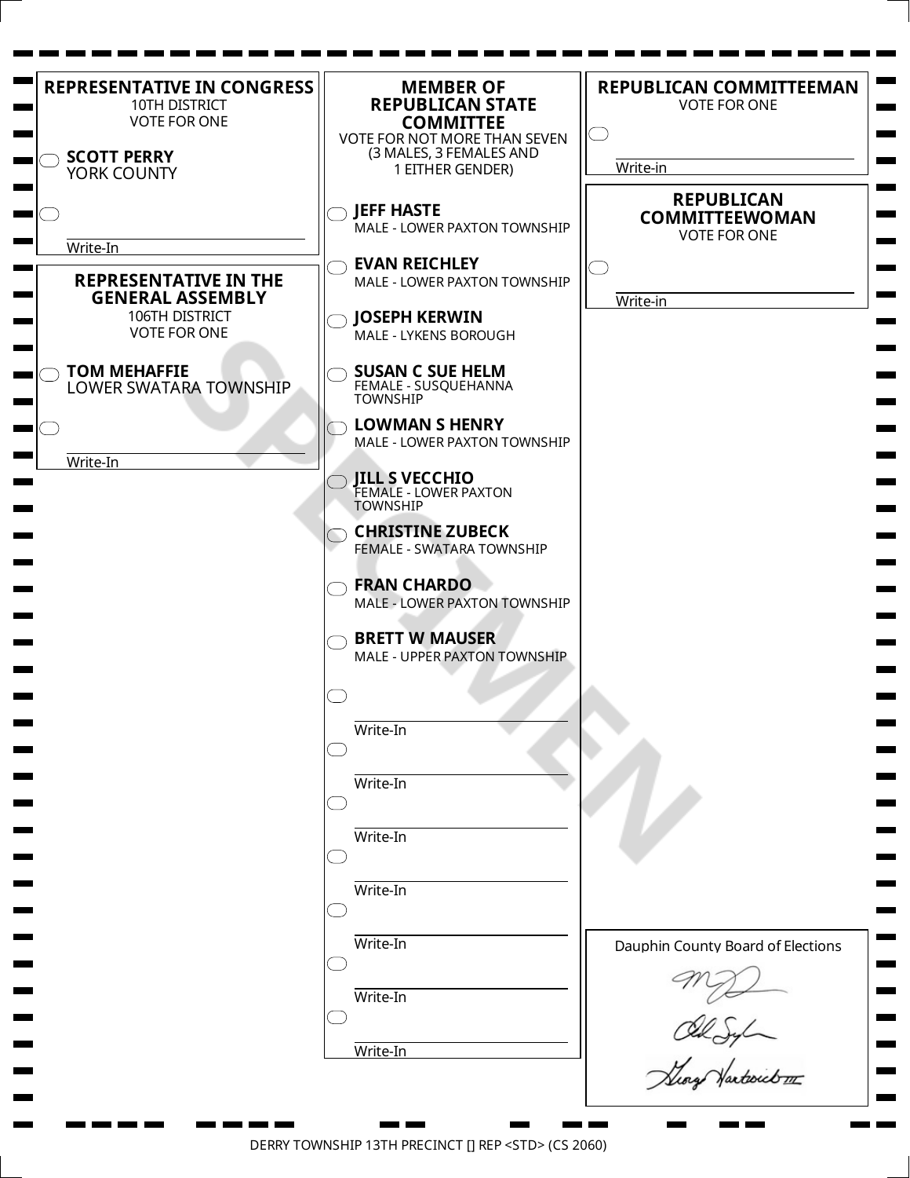## REPRESENTATIVE IN CONGRESS
10TH DISTRICT
VOTE FOR ONE

- **SCOTT PERRY**
  YORK COUNTY
- Write-In

## REPRESENTATIVE IN THE GENERAL ASSEMBLY
106TH DISTRICT
VOTE FOR ONE

- **TOM MEHAFFIE**
  LOWER SWATARA TOWNSHIP
- Write-In

## MEMBER OF REPUBLICAN STATE COMMITTEE
VOTE FOR NOT MORE THAN SEVEN
(3 MALES, 3 FEMALES AND
1 EITHER GENDER)

- **JEFF HASTE**
  MALE - LOWER PAXTON TOWNSHIP
- **EVAN REICHLEY**
  MALE - LOWER PAXTON TOWNSHIP
- **JOSEPH KERWIN**
  MALE - LYKENS BOROUGH
- **SUSAN C SUE HELM**
  FEMALE - SUSQUEHANNA TOWNSHIP
- **LOWMAN S HENRY**
  MALE - LOWER PAXTON TOWNSHIP
- **JILL S VECCHIO**
  FEMALE - LOWER PAXTON TOWNSHIP
- **CHRISTINE ZUBECK**
  FEMALE - SWATARA TOWNSHIP
- **FRAN CHARDO**
  MALE - LOWER PAXTON TOWNSHIP
- **BRETT W MAUSER**
  MALE - UPPER PAXTON TOWNSHIP
- Write-In
- Write-In
- Write-In
- Write-In
- Write-In
- Write-In
- Write-In

## REPUBLICAN COMMITTEEMAN
VOTE FOR ONE

- Write-in

## REPUBLICAN COMMITTEEWOMAN
VOTE FOR ONE

- Write-in

Dauphin County Board of Elections

SPECIMEN

DERRY TOWNSHIP 13TH PRECINCT [] REP <STD> (CS 2060)